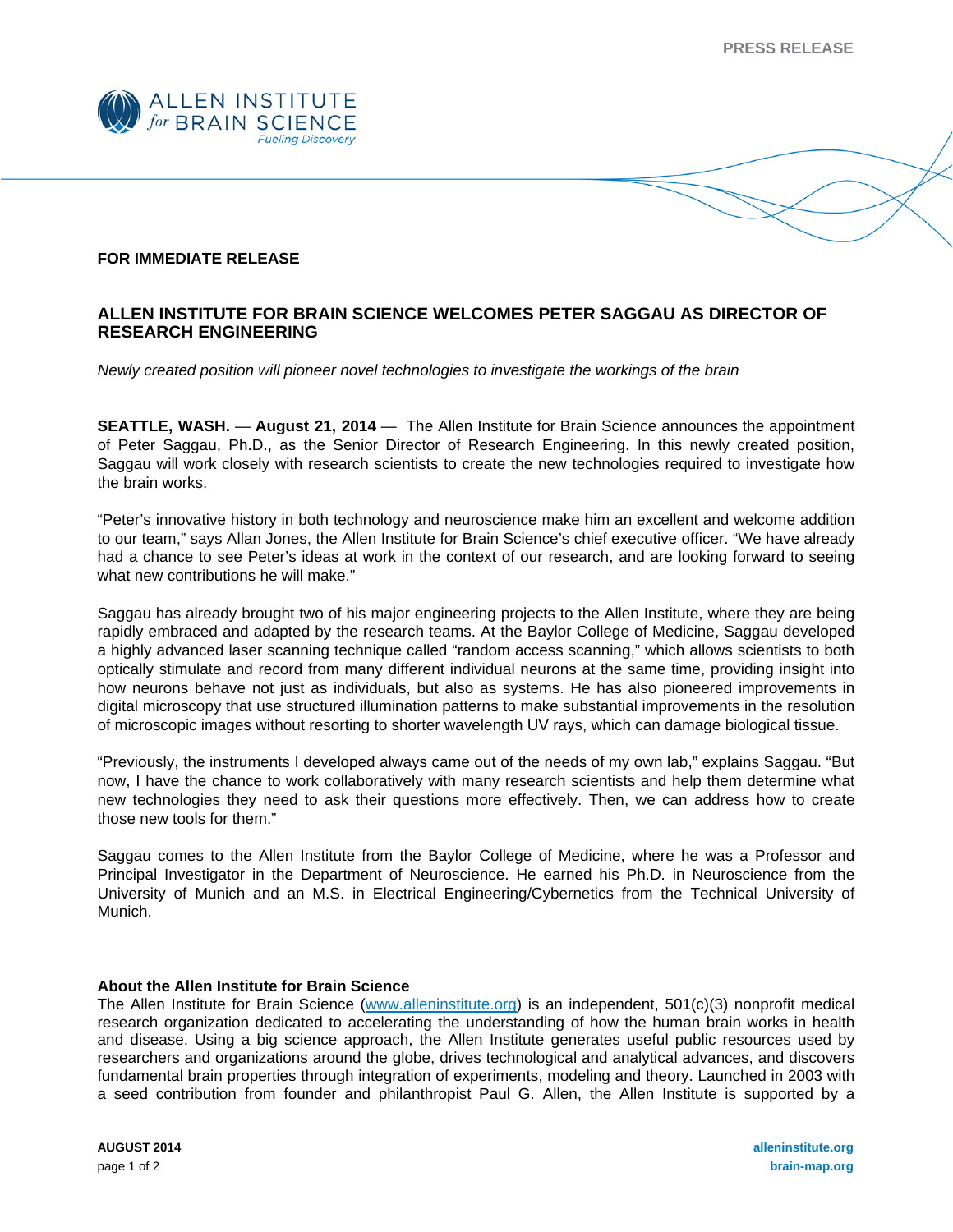PRESS RELEASE

**FOR IMMEDIATE RELEASE**

# ALLEN INSTITUTE FOR BRAIN SCIENCE WELCOMES PETER SAGGAU AS DIRECTOR OF RESEARCH ENGINEERING

*Newly created position will pioneer novel technologies to investigate the workings of the brain*

**SEATTLE, WASH.** — **August 21, 2014** — The Allen Institute for Brain Science announces the appointment of Peter Saggau, Ph.D., as the Senior Director of Research Engineering. In this newly created position, Saggau will work closely with research scientists to create the new technologies required to investigate how the brain works.

"Peter's innovative history in both technology and neuroscience make him an excellent and welcome addition to our team," says Allan Jones, the Allen Institute for Brain Science's chief executive officer. "We have already had a chance to see Peter's ideas at work in the context of our research, and are looking forward to seeing what new contributions he will make."

Saggau has already brought two of his major engineering projects to the Allen Institute, where they are being rapidly embraced and adapted by the research teams. At the Baylor College of Medicine, Saggau developed a highly advanced laser scanning technique called "random access scanning," which allows scientists to both optically stimulate and record from many different individual neurons at the same time, providing insight into how neurons behave not just as individuals, but also as systems. He has also pioneered improvements in digital microscopy that use structured illumination patterns to make substantial improvements in the resolution of microscopic images without resorting to shorter wavelength UV rays, which can damage biological tissue.

"Previously, the instruments I developed always came out of the needs of my own lab," explains Saggau. "But now, I have the chance to work collaboratively with many research scientists and help them determine what new technologies they need to ask their questions more effectively. Then, we can address how to create those new tools for them."

Saggau comes to the Allen Institute from the Baylor College of Medicine, where he was a Professor and Principal Investigator in the Department of Neuroscience. He earned his Ph.D. in Neuroscience from the University of Munich and an M.S. in Electrical Engineering/Cybernetics from the Technical University of Munich.

## About the Allen Institute for Brain Science

The Allen Institute for Brain Science (www.alleninstitute.org) is an independent, 501(c)(3) nonprofit medical research organization dedicated to accelerating the understanding of how the human brain works in health and disease. Using a big science approach, the Allen Institute generates useful public resources used by researchers and organizations around the globe, drives technological and analytical advances, and discovers fundamental brain properties through integration of experiments, modeling and theory. Launched in 2003 with a seed contribution from founder and philanthropist Paul G. Allen, the Allen Institute is supported by a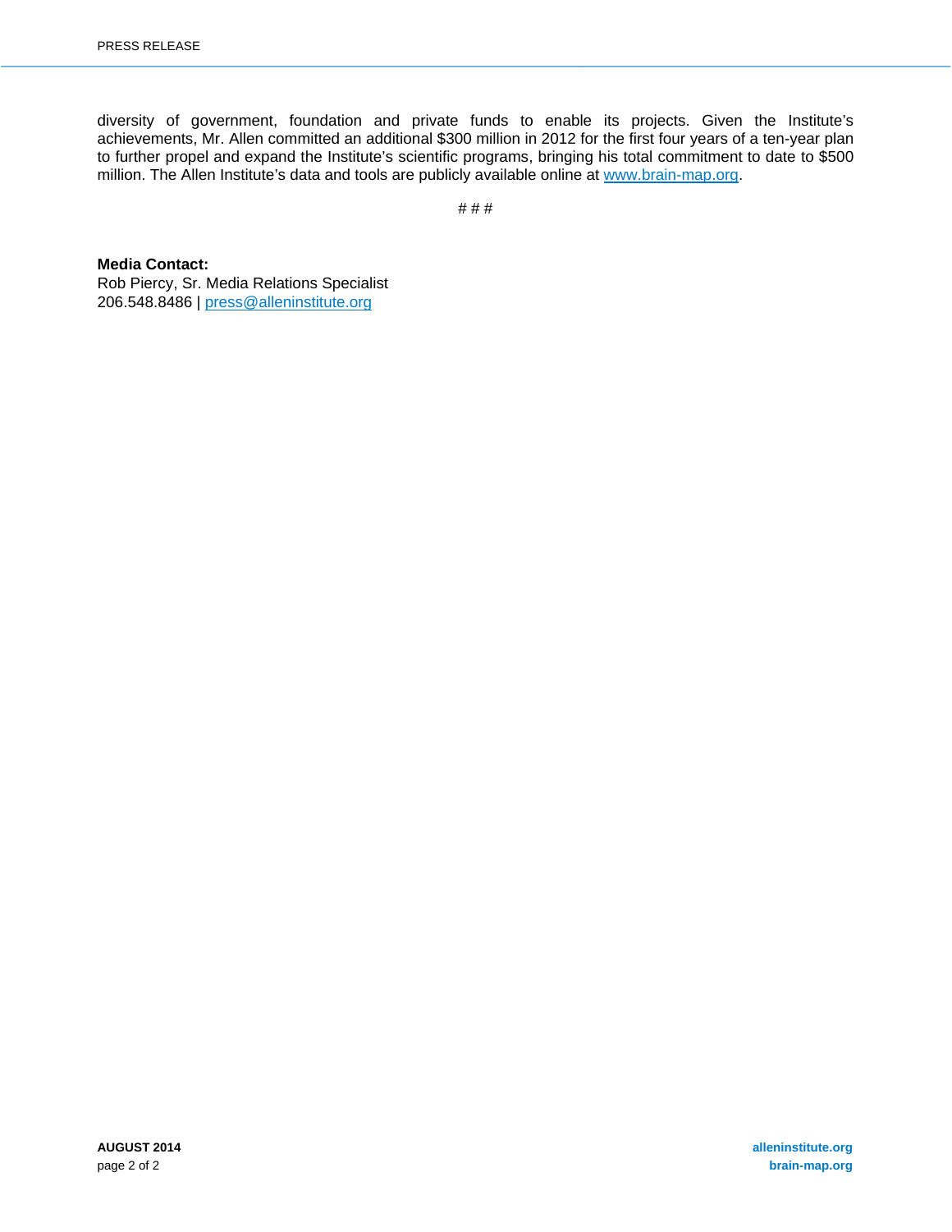diversity of government, foundation and private funds to enable its projects. Given the Institute's achievements, Mr. Allen committed an additional $300 million in 2012 for the first four years of a ten-year plan to further propel and expand the Institute's scientific programs, bringing his total commitment to date to $500 million. The Allen Institute's data and tools are publicly available online at www.brain-map.org.

# # #

**Media Contact:**
Rob Piercy, Sr. Media Relations Specialist
206.548.8486 | press@alleninstitute.org